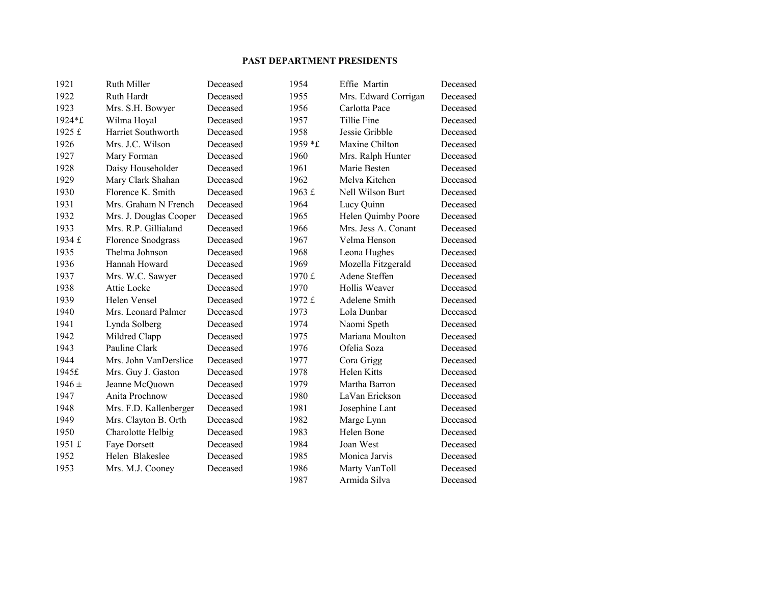**PAST DEPARTMENT PRESIDENTS**

| | | |
|---|---|---|
| 1921 | Ruth Miller | Deceased |
| 1922 | Ruth Hardt | Deceased |
| 1923 | Mrs. S.H. Bowyer | Deceased |
| 1924*£ | Wilma Hoyal | Deceased |
| 1925 £ | Harriet Southworth | Deceased |
| 1926 | Mrs. J.C. Wilson | Deceased |
| 1927 | Mary Forman | Deceased |
| 1928 | Daisy Householder | Deceased |
| 1929 | Mary Clark Shahan | Deceased |
| 1930 | Florence K. Smith | Deceased |
| 1931 | Mrs. Graham N French | Deceased |
| 1932 | Mrs. J. Douglas Cooper | Deceased |
| 1933 | Mrs. R.P. Gillialand | Deceased |
| 1934 £ | Florence Snodgrass | Deceased |
| 1935 | Thelma Johnson | Deceased |
| 1936 | Hannah Howard | Deceased |
| 1937 | Mrs. W.C. Sawyer | Deceased |
| 1938 | Attie Locke | Deceased |
| 1939 | Helen Vensel | Deceased |
| 1940 | Mrs. Leonard Palmer | Deceased |
| 1941 | Lynda Solberg | Deceased |
| 1942 | Mildred Clapp | Deceased |
| 1943 | Pauline Clark | Deceased |
| 1944 | Mrs. John VanDerslice | Deceased |
| 1945£ | Mrs. Guy J. Gaston | Deceased |
| 1946 ± | Jeanne McQuown | Deceased |
| 1947 | Anita Prochnow | Deceased |
| 1948 | Mrs. F.D. Kallenberger | Deceased |
| 1949 | Mrs. Clayton B. Orth | Deceased |
| 1950 | Charolotte Helbig | Deceased |
| 1951 £ | Faye Dorsett | Deceased |
| 1952 | Helen Blakeslee | Deceased |
| 1953 | Mrs. M.J. Cooney | Deceased |
| 1954 | Effie Martin | Deceased |
| 1955 | Mrs. Edward Corrigan | Deceased |
| 1956 | Carlotta Pace | Deceased |
| 1957 | Tillie Fine | Deceased |
| 1958 | Jessie Gribble | Deceased |
| 1959 *£ | Maxine Chilton | Deceased |
| 1960 | Mrs. Ralph Hunter | Deceased |
| 1961 | Marie Besten | Deceased |
| 1962 | Melva Kitchen | Deceased |
| 1963 £ | Nell Wilson Burt | Deceased |
| 1964 | Lucy Quinn | Deceased |
| 1965 | Helen Quimby Poore | Deceased |
| 1966 | Mrs. Jess A. Conant | Deceased |
| 1967 | Velma Henson | Deceased |
| 1968 | Leona Hughes | Deceased |
| 1969 | Mozella Fitzgerald | Deceased |
| 1970 £ | Adene Steffen | Deceased |
| 1970 | Hollis Weaver | Deceased |
| 1972 £ | Adelene Smith | Deceased |
| 1973 | Lola Dunbar | Deceased |
| 1974 | Naomi Speth | Deceased |
| 1975 | Mariana Moulton | Deceased |
| 1976 | Ofelia Soza | Deceased |
| 1977 | Cora Grigg | Deceased |
| 1978 | Helen Kitts | Deceased |
| 1979 | Martha Barron | Deceased |
| 1980 | LaVan Erickson | Deceased |
| 1981 | Josephine Lant | Deceased |
| 1982 | Marge Lynn | Deceased |
| 1983 | Helen Bone | Deceased |
| 1984 | Joan West | Deceased |
| 1985 | Monica Jarvis | Deceased |
| 1986 | Marty VanToll | Deceased |
| 1987 | Armida Silva | Deceased |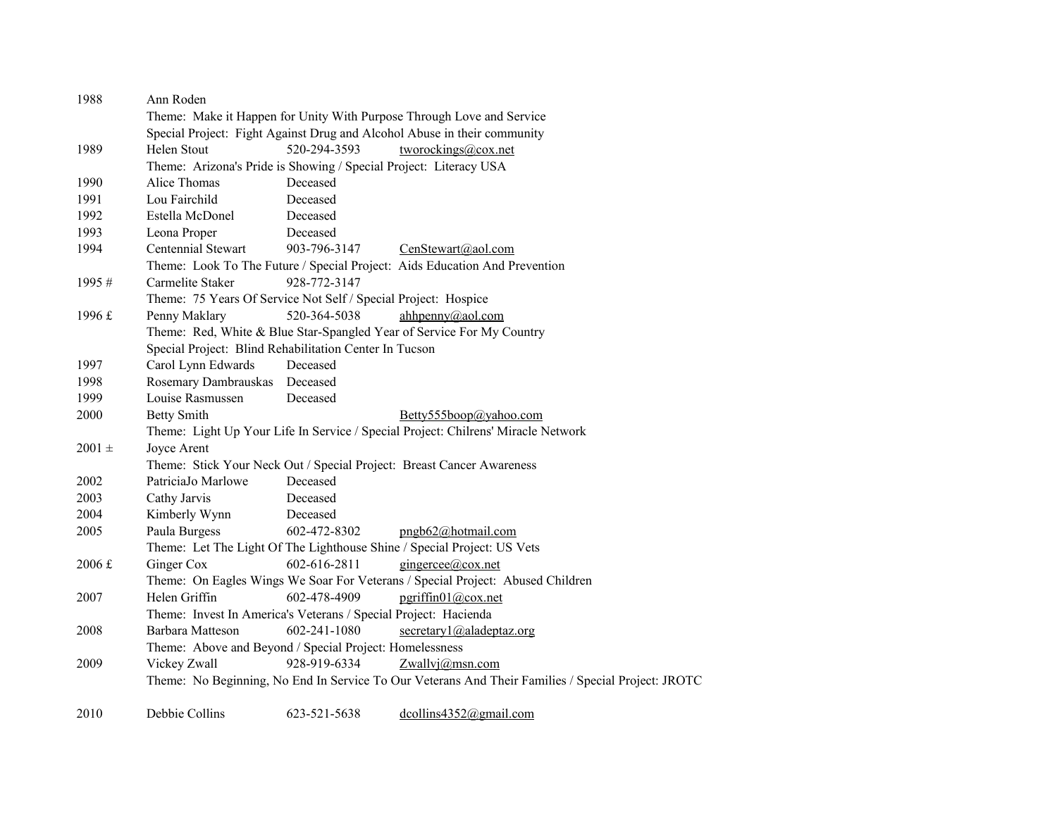1988 Ann Roden
Theme: Make it Happen for Unity With Purpose Through Love and Service
Special Project: Fight Against Drug and Alcohol Abuse in their community

1989 Helen Stout 520-294-3593 tworockings@cox.net
Theme: Arizona's Pride is Showing / Special Project: Literacy USA

1990 Alice Thomas Deceased

1991 Lou Fairchild Deceased

1992 Estella McDonel Deceased

1993 Leona Proper Deceased

1994 Centennial Stewart 903-796-3147 CenStewart@aol.com
Theme: Look To The Future / Special Project: Aids Education And Prevention

1995 # Carmelite Staker 928-772-3147
Theme: 75 Years Of Service Not Self / Special Project: Hospice

1996 £ Penny Maklary 520-364-5038 ahhpenny@aol.com
Theme: Red, White & Blue Star-Spangled Year of Service For My Country
Special Project: Blind Rehabilitation Center In Tucson

1997 Carol Lynn Edwards Deceased

1998 Rosemary Dambrauskas Deceased

1999 Louise Rasmussen Deceased

2000 Betty Smith Betty555boop@yahoo.com
Theme: Light Up Your Life In Service / Special Project: Chilrens' Miracle Network

2001 ± Joyce Arent
Theme: Stick Your Neck Out / Special Project: Breast Cancer Awareness

2002 PatriciaJo Marlowe Deceased

2003 Cathy Jarvis Deceased

2004 Kimberly Wynn Deceased

2005 Paula Burgess 602-472-8302 pngb62@hotmail.com
Theme: Let The Light Of The Lighthouse Shine / Special Project: US Vets

2006 £ Ginger Cox 602-616-2811 gingercee@cox.net
Theme: On Eagles Wings We Soar For Veterans / Special Project: Abused Children

2007 Helen Griffin 602-478-4909 pgriffin01@cox.net
Theme: Invest In America's Veterans / Special Project: Hacienda

2008 Barbara Matteson 602-241-1080 secretary1@aladeptaz.org
Theme: Above and Beyond / Special Project: Homelessness

2009 Vickey Zwall 928-919-6334 Zwallvj@msn.com
Theme: No Beginning, No End In Service To Our Veterans And Their Families / Special Project: JROTC

2010 Debbie Collins 623-521-5638 dcollins4352@gmail.com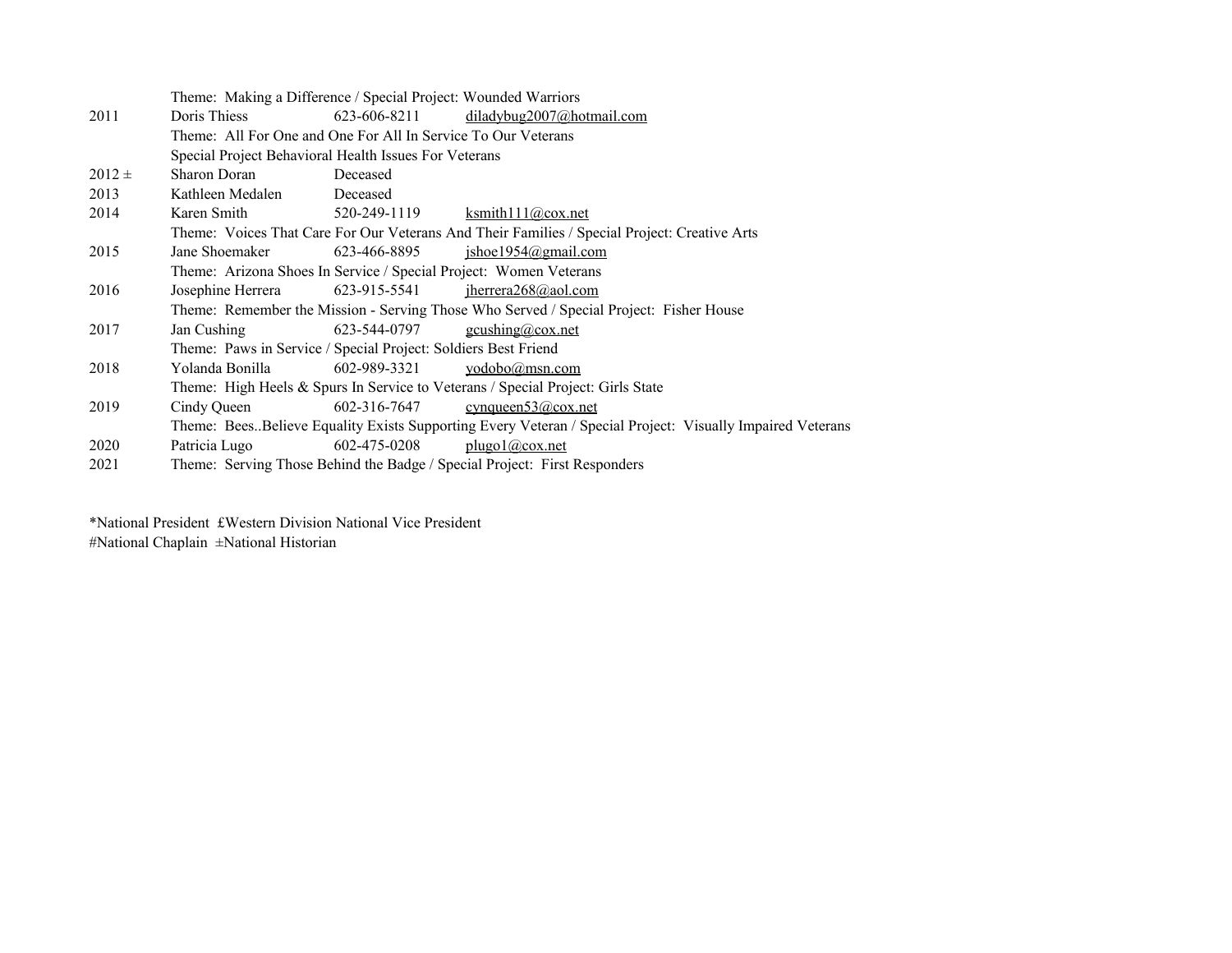| | | | |
|---|---|---|---|
| | Theme: Making a Difference / Special Project: Wounded Warriors | | |
| 2011 | Doris Thiess | 623-606-8211 | diladybug2007@hotmail.com |
| | Theme: All For One and One For All In Service To Our Veterans | | |
| | Special Project Behavioral Health Issues For Veterans | | |
| 2012 ± | Sharon Doran | Deceased | |
| 2013 | Kathleen Medalen | Deceased | |
| 2014 | Karen Smith | 520-249-1119 | ksmith111@cox.net |
| | Theme: Voices That Care For Our Veterans And Their Families / Special Project: Creative Arts | | |
| 2015 | Jane Shoemaker | 623-466-8895 | jshoe1954@gmail.com |
| | Theme: Arizona Shoes In Service / Special Project: Women Veterans | | |
| 2016 | Josephine Herrera | 623-915-5541 | jherrera268@aol.com |
| | Theme: Remember the Mission - Serving Those Who Served / Special Project: Fisher House | | |
| 2017 | Jan Cushing | 623-544-0797 | gcushing@cox.net |
| | Theme: Paws in Service / Special Project: Soldiers Best Friend | | |
| 2018 | Yolanda Bonilla | 602-989-3321 | yodobo@msn.com |
| | Theme: High Heels & Spurs In Service to Veterans / Special Project: Girls State | | |
| 2019 | Cindy Queen | 602-316-7647 | cynqueen53@cox.net |
| | Theme: Bees..Believe Equality Exists Supporting Every Veteran / Special Project: Visually Impaired Veterans | | |
| 2020 | Patricia Lugo | 602-475-0208 | plugo1@cox.net |
| 2021 | Theme: Serving Those Behind the Badge / Special Project: First Responders | | |

*National President £Western Division National Vice President
#National Chaplain ±National Historian